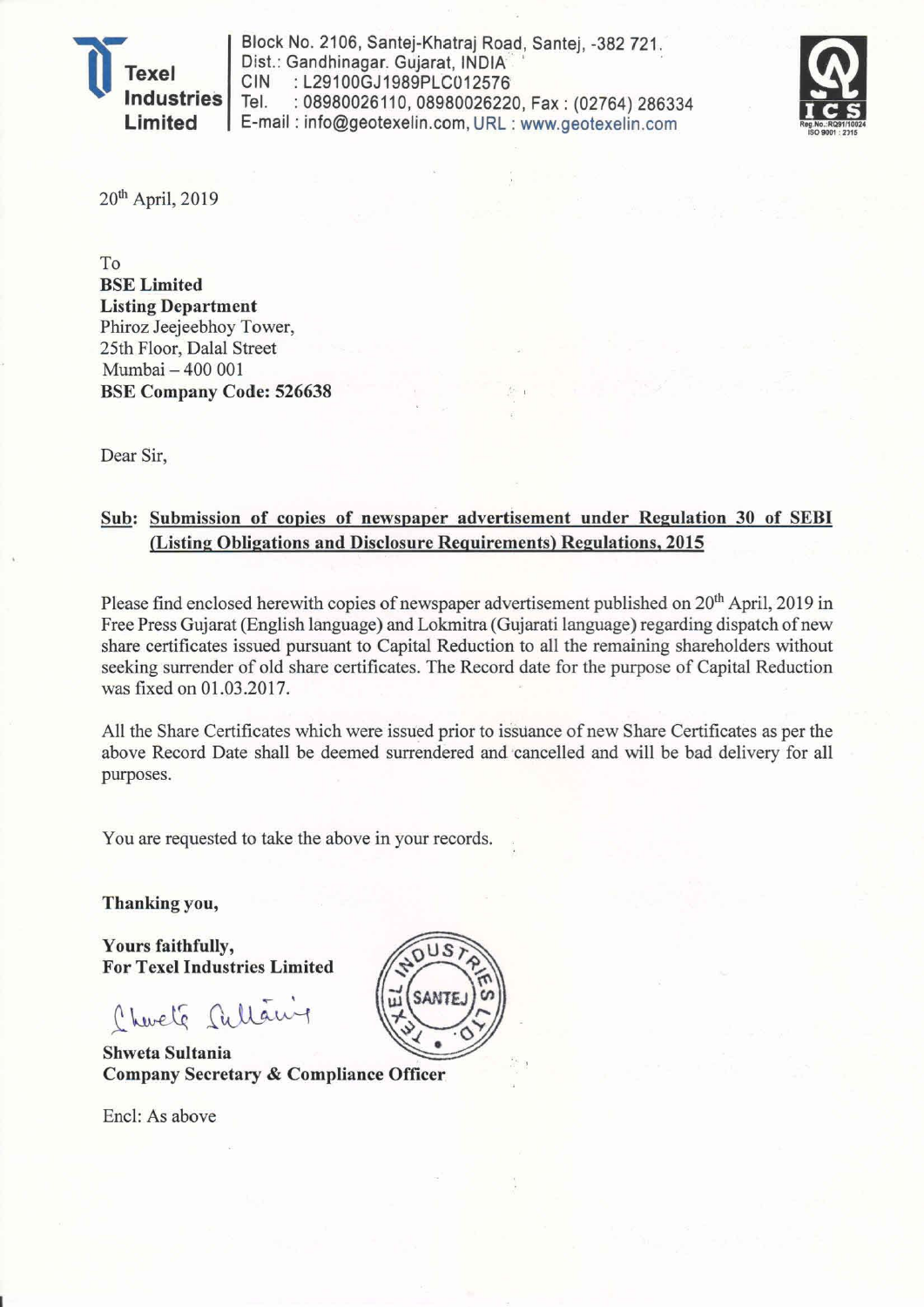**Texel Industries Limited**

Block No. 2106, Santej-Khatraj Road, Santej, -382 721.
Dist.: Gandhinagar. Gujarat, INDIA
CIN : L29100GJ1989PLC012576
Tel. : 08980026110, 08980026220, Fax : (02764) 286334
E-mail : info@geotexelin.com, URL : www.geotexelin.com

20th April, 2019

To
**BSE Limited**
**Listing Department**
Phiroz Jeejeebhoy Tower,
25th Floor, Dalal Street
Mumbai – 400 001
**BSE Company Code: 526638**

Dear Sir,

**Sub: Submission of copies of newspaper advertisement under Regulation 30 of SEBI (Listing Obligations and Disclosure Requirements) Regulations, 2015**

Please find enclosed herewith copies of newspaper advertisement published on 20th April, 2019 in Free Press Gujarat (English language) and Lokmitra (Gujarati language) regarding dispatch of new share certificates issued pursuant to Capital Reduction to all the remaining shareholders without seeking surrender of old share certificates. The Record date for the purpose of Capital Reduction was fixed on 01.03.2017.

All the Share Certificates which were issued prior to issuance of new Share Certificates as per the above Record Date shall be deemed surrendered and cancelled and will be bad delivery for all purposes.

You are requested to take the above in your records.

**Thanking you,**

**Yours faithfully,**
**For Texel Industries Limited**

**Shweta Sultania**
**Company Secretary & Compliance Officer**

Encl: As above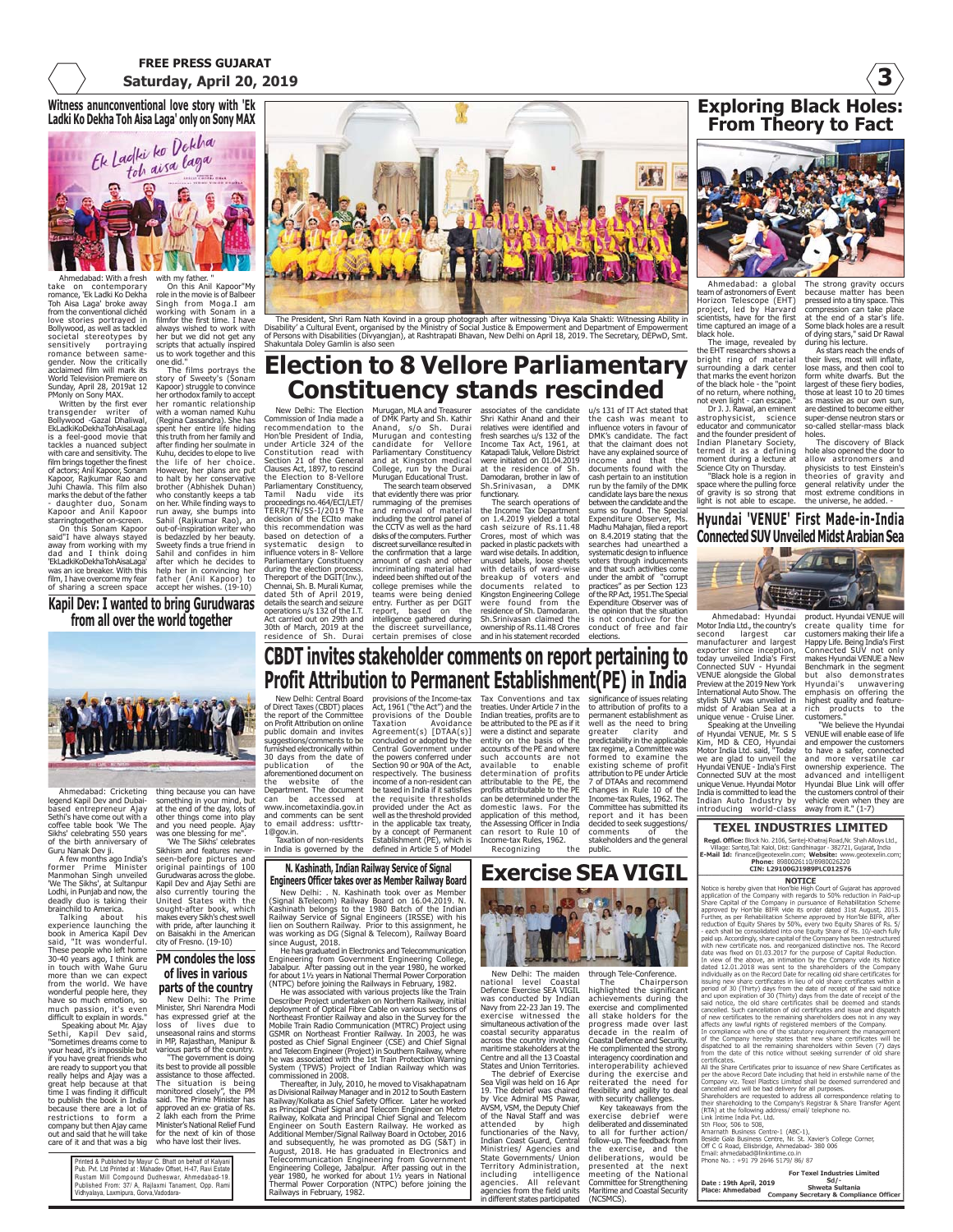## Witness anunconventional love story with 'Ek Ladki Ko Dekha Toh Aisa Laga' only on Sony MAX

Ahmedabad: With a fresh take on contemporary romance, 'Ek Ladki Ko Dekha Toh Aisa Laga' broke away from the conventional clichéd love stories portrayed in Bollywood, as well as tackled societal stereotypes by sensitively portraying romance between same-gender. Now the critically acclaimed film will mark its World Television Premiere on Sunday, April 28, 2019at 12 PMonly on Sony MAX.

Written by the first ever transgender writer of Bollywood -Gazal Dhaliwal, EkLadkiKoDekhaTohAisaLaga is a feel-good movie that tackles a nuanced subject with care and sensitivity. The film brings together the finest of actors; Anil Kapoor, Sonam Kapoor, Rajkumar Rao and Juhi Chawla. This film also marks the debut of the father - daughter duo, Sonam Kapoor and Anil Kapoor starringtogether on-screen.

On this Sonam Kapoor said"I have always stayed away from working with my dad and I think doing 'EkLadkiKoDekhaTohAisaLaga' was an ice breaker. With this film, I have overcome my fear of sharing a screen space with my father. "

On this Anil Kapoor"My role in the movie is of Balbeer Singh from Moga.I am working with Sonam in a filmfor the first time. I have always wished to work with her but we did not get any scripts that actually inspired us to work together and this one did."

The films portrays the story of Sweety's (Sonam Kapoor) struggle to convince her orthodox family to accept her romantic relationship with a woman named Kuhu (Regina Cassandra). She has spent her entire life hiding this truth from her family and after finding her soulmate in Kuhu, decides to elope to live the life of her choice. However, her plans are put to halt by her conservative brother (Abhishek Duhan) who constantly keeps a tab on her. While finding ways to run away, she bumps into Sahil (Rajkumar Rao), an out-of-inspiration writer who is bedazzled by her beauty. Sweety finds a true friend in Sahil and confides in him after which he decides to help her in convincing her father (Anil Kapoor) to accept her wishes. (19-10)

## Kapil Dev: I wanted to bring Gurudwaras from all over the world together

Ahmedabad: Cricketing legend Kapil Dev and Dubai-based entrepreneur Ajay Sethi's have come out with a coffee table book 'We The Sikhs' celebrating 550 years of the birth anniversary of Guru Nanak Dev ji.

A few months ago India's former Prime Minister Manmohan Singh unveiled 'We The Sikhs', at Sultanpur Lodhi, in Punjab and now, the deadly duo is taking their brainchild to America.

Talking about his experience launching the book in America Kapil Dev said, "It was wonderful. These people who left home 30-40 years ago, I think are in touch with Wahe Guru more than we can expect from the world. We have wonderful people here, they have so much emotion, so much passion, it's even difficult to explain in words."

Speaking about Mr. Ajay Sethi, Kapil Dev said, "Sometimes dreams come to your head, it's impossible but if you have great friends who are ready to support you that really helps and Ajay was a great help because at that time I was finding it difficult to publish the book in India because there are a lot of restrictions to form a company but then Ajay came out and said that he will take care of it and that was a big thing because you can have something in your mind, but at the end of the day, lots of other things come into play and you need people. Ajay was one blessing for me".

'We The Sikhs' celebrates Sikhism and features never-seen-before pictures and original paintings of 100 Gurudwaras across the globe. Kapil Dev and Ajay Sethi are also currently touring the United States with the sought-after book, which makes every Sikh's chest swell with pride, after launching it on Baisakhi in the American city of Fresno. (19-10)

The President, Shri Ram Nath Kovind in a group photograph after witnessing 'Divya Kala Shakti: Witnessing Ability in Disability' a Cultural Event, organised by the Ministry of Social Justice & Empowerment and Department of Empowerment of Persons with Disabilities (Divyangjan), at Rashtrapati Bhavan, New Delhi on April 18, 2019. The Secretary, DEPwD, Smt. Shakuntala Doley Gamlin is also seen

# Election to 8 Vellore Parliamentary Constituency stands rescinded

New Delhi: The Election Commission of India made a recommendation to the Hon'ble President of India, under Article 324 of the Constitution read with Section 21 of the General Clauses Act, 1897, to rescind the Election to 8-Vellore Parliamentary Constituency, Tamil Nadu vide its proceedings no.464/ECI/LET/TERR/TN/SS-1/2019 The decision of the ECIto make this recommendation was based on detection of a systematic design to influence voters in 8- Vellore Parliamentary Constituency during the election process. Thereport of the DGIT(Inv.), Chennai, Sh. B. Murali Kumar, dated 5th of April 2019, details the search and seizure operations u/s 132 of the I.T. Act carried out on 29th and 30th of March, 2019 at the residence of Sh. Durai Murugan, MLA and Treasurer of DMK Party and Sh. Kathir Anand, s/o Sh. Durai Murugan and contesting candidate for Vellore Parliamentary Constituency and at Kingston medical College, run by the Durai Murugan Educational Trust.

The search team observed that evidently there was prior rummaging of the premises and removal of material including the control panel of the CCTV as well as the hard disks of the computers. Further discreet surveillance resulted in the confirmation that a large amount of cash and other incriminating material had indeed been shifted out of the college premises while the teams were being denied entry. Further as per DGIT report, based on the intelligence gathered during the discreet surveillance, certain premises of close associates of the candidate Shri Kathir Anand and their relatives were identified and fresh searches u/s 132 of the Income Tax Act, 1961, at Katapadi Taluk, Vellore District were initiated on 01.04.2019 at the residence of Sh. Damodaran, brother in law of Sh.Srinivasan, a DMK functionary.

The search operations of the Income Tax Department on 1.4.2019 yielded a total cash seizure of Rs.11.48 Crores, most of which was packed in plastic packets with ward wise details. In addition, unused labels, loose sheets with details of ward-wise breakup of voters and documents related to Kingston Engineering College were found from the residence of Sh. Damodaran. Sh.Srinivasan claimed the ownership of Rs.11.48 Crores and in his statement recorded u/s 131 of IT Act stated that the cash was meant to influence voters in favour of DMK's candidate. The fact that the claimant does not have any explained source of income and that the documents found with the cash pertain to an institution run by the family of the DMK candidate lays bare the nexus between the candidate and the sums so found. The Special Expenditure Observer, Ms. Madhu Mahajan, filed a report on 8.4.2019 stating that the searches had unearthed a systematic design to influence voters through inducements and that such activities come under the ambit of "corrupt practices" as per Section 123 of the RP Act, 1951.The Special Expenditure Observer was of the opinion that the situation is not conducive for the conduct of free and fair elections.

# CBDT invites stakeholder comments on report pertaining to Profit Attribution to Permanent Establishment(PE) in India

New Delhi: Central Board of Direct Taxes (CBDT) places the report of the Committee on Profit Attribution on the public domain and invites suggestions/comments to be furnished electronically within 30 days from the date of publication of the aforementioned document on the website of the Department. The document can be accessed at www.incometaxindia.gov.in and comments can be sent to email address: usfttr-1@gov.in.

Taxation of non-residents in India is governed by the provisions of the Income-tax Act, 1961 ("the Act") and the provisions of the Double Taxation Avoidance Agreement(s) [DTAA(s)] concluded or adopted by the Central Government under the powers conferred under Section 90 or 90A of the Act, respectively. The business income of a non-resident can be taxed in India if it satisfies the requisite thresholds provided under the Act as well as the threshold provided in the applicable tax treaty, by a concept of Permanent Establishment (PE), which is defined in Article 5 of Model Tax Conventions and tax treaties. Under Article 7 in the Indian treaties, profits are to be attributed to the PE as if it were a distinct and separate entity on the basis of the accounts of the PE and where such accounts are not available to enable determination of profits attributable to the PE, the profits attributable to the PE can be determined under the domestic laws. For the application of this method, the Assessing Officer in India can resort to Rule 10 of Income-tax Rules, 1962.

Recognizing the significance of issues relating to attribution of profits to a permanent establishment as well as the need to bring greater clarity and predictability in the applicable tax regime, a Committee was formed to examine the existing scheme of profit attribution to PE under Article 7 of DTAAs and recommend changes in Rule 10 of the Income-tax Rules, 1962. The Committee has submitted its report and it has been decided to seek suggestions/comments of the stakeholders and the general public.

## PM condoles the loss of lives in various parts of the country

New Delhi: The Prime Minister, Shri Narendra Modi has expressed grief at the loss of lives due to unseasonal rains and storms in MP, Rajasthan, Manipur & various parts of the country.

"The government is doing its best to provide all possible assistance to those affected. The situation is being monitored closely", the PM said. The Prime Minister has approved an ex- gratia of Rs. 2 lakh each from the Prime Minister's National Relief Fund for the next of kin of those who have lost their lives.

## N. Kashinath, Indian Railway Service of Signal Engineers Officer takes over as Member Railway Board

New Delhi: . N. Kashinath took over as Member (Signal &Telecom) Railway Board on 16.04.2019. N. Kashinath belongs to the 1980 Batch of the Indian Railway Service of Signal Engineers (IRSSE) with his lien on Southern Railway. Prior to this assignment, he was working as DG (Signal & Telecom), Railway Board since August, 2018.

He has graduated in Electronics and Telecommunication Engineering from Government Engineering College, Jabalpur. After passing out in the year 1980, he worked for about 1½ years in National Thermal Power Corporation (NTPC) before joining the Railways in February, 1982.

He was associated with various projects like the Train Describer Project undertaken on Northern Railway, initial deployment of Optical Fibre Cable on various sections of Northeast Frontier Railway and also in the Survey for the Mobile Train Radio Communication (MTRC) Project using GSMR on Northeast Frontier Railway. In 2003, he was posted as Chief Signal Engineer (CSE) and Chief Signal and Telecom Engineer (Project) in Southern Railway, where he was associated with the 1st Train Protection Warning System (TPWS) Project of Indian Railway which was commissioned in 2008.

Thereafter, in July, 2010, he moved to Visakhapatnam as Divisional Railway Manager and in 2012 to South Eastern Railway/Kolkata as Chief Safety Officer. Later he worked as Principal Chief Signal and Telecom Engineer on Metro Railway, Kolkata and Principal Chief Signal and Telecom Engineer on South Eastern Railway. He worked as Additional Member/Signal Railway Board in October, 2016 and subsequently, he was promoted as DG (S&T) in August, 2018. He has graduated in Electronics and Telecommunication Engineering from Government Engineering College, Jabalpur. After passing out in the year 1980, he worked for about 1½ years in National Thermal Power Corporation (NTPC) before joining the Railways in February, 1982.

# Exercise SEA VIGIL

New Delhi: The maiden national level Coastal Defence Exercise SEA VIGIL was conducted by Indian Navy from 22-23 Jan 19. The exercise witnessed the simultaneous activation of the coastal security apparatus across the country involving maritime stakeholders at the Centre and all the 13 Coastal States and Union Territories.

The debrief of Exercise Sea Vigil was held on 16 Apr 19. The debrief was chaired by Vice Admiral MS Pawar, AVSM, VSM, the Deputy Chief of the Naval Staff and was attended by high functionaries of the Navy, Indian Coast Guard, Central Ministries/ Agencies and State Governments/ Union Territory Administration, including intelligence agencies. All relevant agencies from the field units in different states participated through Tele-Conference.

The Chairperson highlighted the significant achievements during the exercise and complimented all stake holders for the progress made over last decade in the realm of Coastal Defence and Security. He complimented the strong interagency coordination and interoperability achieved during the exercise and reiterated the need for flexibility and agility to deal with security challenges.

Key takeaways from the exercise debrief were deliberated and disseminated to all for further action/ follow-up. The feedback from the exercise, and the deliberations, would be presented at the next meeting of the National Committee for Strengthening Maritime and Coastal Security (NCSMCS).

# Exploring Black Holes: From Theory to Fact

Ahmedabad: a global team of astronomers of Event Horizon Telescope (EHT) project, led by Harvard scientists, have for the first time captured an image of a black hole.

The image, revealed by the EHT researchers shows a bright ring of material surrounding a dark center that marks the event horizon of the black hole - the "point of no return, where nothing, not even light - can escape."

Dr J. J. Rawal, an eminent astrophysicist, science educator and communicator and the founder president of Indian Planetary Society, termed it as a defining moment during a lecture at Science City on Thursday.

"Black hole is a region in space where the pulling force of gravity is so strong that light is not able to escape. The strong gravity occurs because matter has been pressed into a tiny space. This compression can take place at the end of a star's life. Some black holes are a result of dying stars," said Dr Rawal during his lecture.

As stars reach the ends of their lives, most will inflate, lose mass, and then cool to form white dwarfs. But the largest of these fiery bodies, those at least 10 to 20 times as massive as our own sun, are destined to become either super-dense neutron stars or so-called stellar-mass black holes.

The discovery of Black hole also opened the door to allow astronomers and physicists to test Einstein's theories of gravity and general relativity under the most extreme conditions in the universe, he added. -

## Hyundai 'VENUE' First Made-in-India Connected SUV Unveiled Midst Arabian Sea

Ahmedabad: Hyundai Motor India Ltd., the country's second largest car manufacturer and largest exporter since inception, today unveiled India's First Connected SUV - Hyundai VENUE alongside the Global Preview at the 2019 New York International Auto Show. The stylish SUV was unveiled in midst of Arabian Sea at a unique venue - Cruise Liner.

Speaking at the Unveiling of Hyundai VENUE, Mr. S S Kim, MD & CEO, Hyundai Motor India Ltd. said, "Today we are glad to unveil the Hyundai VENUE - India's First Connected SUV at the most unique venue. Hyundai Motor India is committed to lead the Indian Auto Industry by introducing world-class product. Hyundai VENUE will create quality time for customers making their life a Happy Life. Being India's First Connected SUV not only makes Hyundai VENUE a New Benchmark in the segment but also demonstrates Hyundai's unwavering emphasis on offering the highest quality and feature-rich products to the customers."

"We believe the Hyundai VENUE will enable ease of life and empower the customers to have a safer, connected and more versatile car ownership experience. The advanced and intelligent Hyundai Blue Link will offer the customers control of their vehicle even when they are away from it." (1-7)

## TEXEL INDUSTRIES LIMITED

**Regd. Office:** Block No. 2106, Santej-Khatraj Road,Nr. Shah Alloys Ltd., Village: Santej,Tal: Kalol, Dist: Gandhinagar - 382721, Gujarat, India
**E-Mail Id:** finance@geotexelin.com; **Website:** www.geotexelin.com; **Phone:** 8980026110/8980026220
**CIN: L29100GJ1989PLC012576**

**NOTICE**

Notice is hereby given that Hon'ble High Court of Gujarat has approved application of the Company with regards to 50% reduction in Paid-up Share Capital of the Company in pursuance of Rehabilitation Scheme approved by Hon'ble BIFR vide its order dated 31st August, 2015. Further, as per Rehabilitation Scheme approved by Hon'ble BIFR, after reduction of Equity Shares by 50%, every two Equity Shares of Rs. 5/- each shall be consolidated into one Equity Share of Rs. 10/-each fully paid up. Accordingly, share capital of the Company has been restructured with new certificate nos. and reorganized distinctive nos. The Record date was fixed on 01.03.2017 for the purpose of Capital Reduction. In view of the above, an intimation by the Company vide its Notice dated 12.01.2018 was sent to the shareholders of the Company individually as on the Record Date for recalling old share certificates for issuing new share certificates in lieu of old share certificates within a period of 30 (Thirty) days from the date of receipt of the said notice and upon expiration of 30 (Thirty) days from the date of receipt of the said notice, the old share certificates shall be deemed and stands cancelled. Such cancellation of old certificates and issue and dispatch of new certificates to the remaining shareholders does not in any way affects any lawful rights of registered members of the Company. In compliance with one of the statutory requirement the management of the Company hereby states that new share certificates will be dispatched to all the remaining shareholders within Seven (7) days from the date of this notice without seeking surrender of old share certificates.

All the Share Certificates prior to issuance of new Share Certificates as per the above Record Date including that held in erstwhile name of the Company viz. Texel Plastics Limited shall be deemed surrendered and cancelled and will be bad delivery for all purposes.

Shareholders are requested to address all correspondence relating to their shareholding to the Company's Registrar & Share Transfer Agent (RTA) at the following address/ email/ telephone no.

Link Intime India Pvt. Ltd.
5th Floor, 506 to 508,
Amarnath Business Centre-1 (ABC-1),
Beside Gala Business Centre, Nr. St. Xavier's College Corner,
Off C G Road, Ellisbridge, Ahmedabad- 380 006
Email: ahmedabad@linkintime.co.in
Phone No. : +91 79 2646 5179/ 86/ 87

For Texel Industries Limited
Sd/-
Shweta Sultania
Company Secretary & Compliance Officer

Date : 19th April, 2019
Place: Ahmedabad

Printed & Published by Mayur C. Bhatt on behalf of Kalyani Pub. Pvt. Ltd Printed at : Mahadev Offset, H-47, Ravi Estate Rustam Mill Compound Dudheswar, Ahmedabad-19. Published From: 37/ A, Rajlaxmi Tanament, Opp. Rami Vidhyalaya, Laxmipura, Gorva,Vadodara-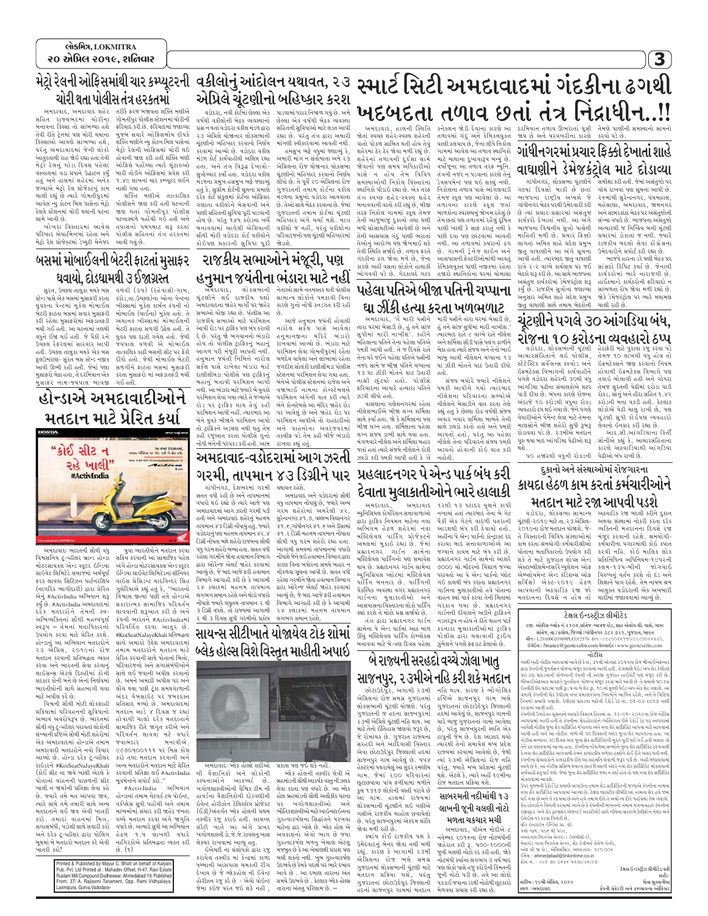# મેટ્રો રેલની ઓફિસમાંથી ચાર કમ્પ્યૂટરની ચોરી થતા પોલીસ તંત્ર હરકતમાં

અમદાવાદ, અમદાવાદ શહેર સહિત રાજ્યભરમાં ચોરીના બનાવના કિસ્સા તો સામાન્ય હશે તેવી રીતે દિનમાં પણ ચોરી થવાના કિસ્સાઓ આપણે સાંભળ્યા હશે, પરંતુ અમદાવાદમાં જેની લોકો આતુરતાથી રાહ જોઇ રહ્યા હતા તેવી મેટ્રો રેલનો થોડા દિવસ પહેલાં વસ્ત્રાલમાં વડા પ્રધાને ઉદ્ઘાટન કર્યું હતું અને હાલમાં શહેરમાં અનેક જગ્યાએ મેટ્રો રેલ પ્રોજેક્ટનું કામ ચાલી રહ્યું છે ત્યારે ગોમતીપુરમાં આવેલ મેટ્રો સ્ટેશન મિલ પાસેના મેટ્રો રેલવે સ્ટેશનમાં ચોરી થવાની ઘટના સામે આવી છે.

ખોખરા વિસ્તારમાં આવેલ પરિષ્કાર એપાર્ટમેન્ટમાં રહેતા અને મેટ્રો રેલ પ્રોજેક્ટમાં ડેપ્યુટી મેનેજર તરીકે ફરજ બજાવતા શક્તિ મલીએ ગોમતીપુર પોલીસ સ્ટેશનમાં ચોરીની ફરિયાદ કરી છે. ફરિયાદમાં જણાવ્યા મુજબ સવારે ઓફિસખોલ દીપકે શક્તિ મલીને મેટ્રો સ્ટેશન મિલ પાસેના મેટ્રો રેલની ઓફિસમાં ચોરી થઈ હોવાની જાણ કરી હતી શક્તિ મલી ઓફિસે પહોંચ્યા ત્યારે લૂંટારાઓ બારી તોડીને ઓફિસમાં પ્રવેશ કરી ૧.૪૯ લાખનાં ચાર કમ્પ્યૂટર ચોરી નાસી ગયા હતા.

શક્તિ મલીએ તાત્કાલિક પોલીસને જાણ કરી હતી ઘટનાની જાણ થતાં ગોમતીપુર પોલીસ ઘટનાસ્થળે પહોંચી ગઇ હતી અને તપાસનો ધમધમાટ શરૂ કર્યો પોલીસ સહિતનાં તંત્ર હરકતમાં આવી ગયું છે.

# બસમાં મોબાઈલની બેટરી ફાટતાં મુસાફર ઘવાયો, દોડધામથી ૩ ઈજાગ્રસ્ત

સુરત, ઉચ્છલ તાલુકા મથકે બસ સ્ટેન્ડ પાસે એક બસમાં મુસાફરી કરતા યુવકના પેન્ટમાં મૂકેલ મોબાઈલ બેટરી ફાટતા બસમાં સવાર મુસાફરી કરી રહેલા મુસાફરોમાં અફડાતફડી મચી ગઈ હતી. આ ઘટનામાં ત્રણથી વધુને ઈજા થઈ હતી. જે પૈકી ૨ને ઉચ્છલ રેફરલમાં સારવાર આપી હતી. ઉચ્છલ તાલુકા મથકે એક બસ કુકરમુંડાથી સુરત બસ સ્ટેન્ડ નજીક આવી ઊભી રહી હતી. જેમાં પણ મુસાફરો બેઠા હતા, તે દરમિયાન એક મુસાફર નામ-જયપાલ ભાવજી વળવી (૩૫) (રહે.વાંસી-ગામ, કરોડ.તા.ઉચ્છલ)ના પેન્ટના ખિસ્સામાં મૂકેલ કાર્બન કંપની નો મોબાઈલ (ચાઈનીઝ) મૂકેલ હતો. તે અચાનક ખિસ્સામાં મોબાઈલની બેટરી ફાટતા સળગી ઉઠેલ હતી. તે યુવક પણ દાઝી ગયેલ હતો. જેથી જયપાલ વળવી એ મોબાઈલ તાત્કાલિક કાઢી બસમાં સીટ પર ફેંકી દીધો હતો. જેથી મોબાઈલ બેટરી સળગીને ફાટતા બસમાં મુસાફરી કરતા મુસાફરો માં અફડાતફડી મચી ગઈ હતી.

# હોન્ડાએ અમદાવાદીઓને મતદાન માટે પ્રેરિત કર્યા

"કોઈ સીટ ન રહે ખાલી" #ActivIndia

અમદાવાદ: ભારતની સૌથી વધુ વિશ્વાસનિય ટુ-વ્હીલર બ્રાન્ડ હોન્ડા મોટરસાયકલ એન્ડ સ્કૂટર ઈન્ડિયા પ્રાઈવેટ લિમિટેડે સમાજમાં જાગૃતિ ફેલાવવાના સિટીઝન પાર્ટનરશિપ (નાગરિક ભાગીદારી) દ્વારા પ્રેરિત તેના #ActivIndia અભિયાન શરૂ કર્યું છે. #ActivIndia અમદાવાદમાં દરેક મતદારોને તેમની સ્વ-અભિવ્યક્તિનાં સૌથી મહત્વપૂર્ણ સ્વરૂપ – તેમનાં મતાધિકારનો ઉપયોગ કરવા માટે પ્રેરિત કરશે. હોન્ડાનું આ અભિયાન મતદારોને ૨૩ એપ્રિલ, ૨૦૧૯નાં રોજ મતદાન કરવાની અભિવ્યક્તિ વ્યક્ત કરવા અને ભારતની સેવા કરવાનું લાઈસન્સ એટલે દિલ્હીમાં કોની સરકાર કોની બને એ કોણ નિર્ણયમાં ભારતીયોની સાથે સહભાગી થવા માટે અપીલ કરે છે.

વિશ્વની સૌથી મોટી લોકશાહી પ્રક્રિયામાં પરિવહનની સુવિધાનો અભાવ અવરોધરૂપ છે. ભારતમાં સૌથી વધુ ટુ-વ્હીલર ધરાવતાં લોકોની સંખ્યાની દ્રષ્ટિએ સૌથી મોટી શહેરોમાં એક અમદાવાદમાં હોન્ડાએ તમામ અમદાવાદી મતદારોને નવો વિચાર આપ્યો છે. હોન્ડા દ્વારા ટુ-વ્હીલર રાઈડરને #KoiSeatNaJayeKhali (કોઈ સીટ ના જાયે ખાલી એટલે કે પોતાનાં વાહનની પાછળની સીટ ખાલી ન જાય)ની પ્રતિજ્ઞા લેવા કહે છે. જ્યારે તેઓ મત આપવા જાય, ત્યારે સાથે તેમ તેમની સાથે અન્ય મતદાતાને લઈ જાય એવી ખાતરી કરો. તમારાં વાહનમાં મિત્ર, સગાસંબંધી, પડોશી સાથે સવારી કરો અને દરેક ટુ-વ્હીલર દ્વારા પોલિંગ બૂથમાં બે મતદારો મતદાન કરે એવી ખાતરી કરો!

યુવા ભારતીયોને મતદાન કરવા સક્રિય કરવાની આ સામાજિક પહેલ અંગે હોન્ડા મોટરસાયકલ એન્ડ સ્કૂટર ઈન્ડિયા પ્રાઈવેટ લિમિટેડનાં સીનિયર વાઈસ પ્રેસિડન્ટ યાદવિન્દર સિંહ ગુલેરિયાએ કહ્યું હતું કે, "ભારતનો વિશ્વાસ જીત્યા પછી હવે હોન્ડાએ સકારાત્મક સામાજિક પરિવર્તન લાવવાની શરૂઆત કરી છે અને કંપની ભારતને #ActivIndia માં પરિવર્તિત કરવા આતુર છે. #KoiSeatNaJayeKhali પ્રતિજ્ઞા સાથે અમારો ઉદ્દેશ અમદાવાદનાં તમામ મતદારોને મતદાન માટે પ્રેરિત કરવાની સાથે પોતાનાં મિત્રો, પરિવારજનો અને સગાસંબંધીઓને સાથે લઈ જવાની અપીલ કરવાનો છે. અમને અમારી અપીલ પર અને લોંચ થયા પછી ટૂંકા સમયગાળામાં અંદર વેબસાઈટ પર જબરદસ્ત પ્રતિસાદ મળ્યો છે. અમદાવાદમાં મતદાન આડે ૪ દિવસ જ રહ્યાં હોવાથી અમારો દરેક મતદાતાને સામાજિક રીતે જાગૃત કરીએ અને પરિવર્તન લાવવા માટે વધારે જવાબદાર બનાવીએ. ૯૯૭૦૫૦૦૧૧૧ પર મિસ કોલ કરો તથા મતદાન કરવાની અને અન્ય મતદારોને મતદાન માટે પ્રેરિત કરવાની પ્રતિજ્ઞા લઈ #ActivIndia મૂવમેન્ટને સપોર્ટ કરો."

#ActivIndia અભિયાન હોન્ડાનાં તમામ નેટવર્ક ટચ પોઇન્ટ, વર્કશોપ સુધી પહોંચી અને તમામ માધ્યમોમાં સંચાર કરી જાહેર જનતા વચ્ચે મતદાન કરવા અંગે જાગૃતિ વધારે છે. અત્યારે સુધી આ અભિયાન હેઠળ ૧.૫ લાખથી વધારે નાગરિકોએ પ્રતિજ્ઞા વ્યક્ત કરી છે. (૧)

# વકીલોનું આંદોલન યથાવત, ૨૩ એપ્રિલે ચૂંટણીનો બહિષ્કાર કરશે

વડોદરા, નવી કોર્ટમાં છેલ્લા એક વર્ષથી વકીલોની બેઠક વ્યવસ્થાનો પ્રશ્ન ન થતાં વડોદરા વકીલ મંડળ દ્વારા ૨૩ એપ્રિલે યોજાનાર લોકસભાની ચૂંટણીનો બહિષ્કાર કરવાનો નિર્ણય કરવામાં આવ્યો છે. વડોદરા વકીલ મંડળ કોર્ટ કાર્યવાહીથી અલિપ્ત રહ્યા હતા. અને તંત્ર વિરૂદ્ધ દેખાવો-સૂત્રોચ્ચાર કર્યા હતા. વડોદરા વકીલ મંડળના પ્રમુખ હસમુખ ભટ્ટે જણાવ્યું હતું કે, ડ્રાફ્ટીંગ કોર્ટની સુચના પ્રમાણે દરેક કોર્ટ કોર્ટ સંકુલમાં કોર્ટના ઓફિસર ગણાતા વકીલોને બેસવાની અને પાણી સહિતની સુવિધા પૂરી પાડવાની હોય છે. પરંતુ ૧૪૫ કરોડના ખર્ચે બનાવવામાં આવેલી અદ્યતન સૌથી મોટી વડોદરા કોર્ટ વકીલોને કોઇપણ પ્રકારની સુવિધા પૂરી પાડવામાં ધરાર નિષ્ફળ ગયું છે. અમે છેલ્લા એક વર્ષથી બેઠક વ્યવસ્થા સહિતની સુવિધાઓ માટે લડત આપી રહ્યા છે. પરંતુ તંત્ર દ્વારા અમારી માંગણી સ્વીકારવામાં આવતી નથી.

હસમુખ ભટ્ટે વધુમાં જણાવ્યું કે, અમારી માંગ ન સંતોષાતા અમે ૨૩ એપ્રિલના રોજ યોજાનાર લોકસભા ચૂંટણીનો બહિષ્કાર કરવાનો નિર્ણય લીધો છે. તે પૂર્વે ૨૦ એપ્રિલના રોજ બહિષ્કાર અંગે ચર્ચા થશે. માત્ર વકીલો જ નહીં, પરંતુ વકીલોના પરિવારજનો પણ ચૂંટણી બહિષ્કારમાં જોડાશે.

# રાજકીય સભાઓને મંજૂરી, પણ હનુમાન જયંતીના ભંડારા માટે નહીં

અમદાવાદ, લોકસભાની ચૂંટણીને લઈ રાજકીય પક્ષો અમદાવાદમાં જાહેર માર્ગો પર જાહેર સભાઓ યોજી રહ્યા છે. પોલીસ આ રાજકીય સભાઓ માટે પરમિશન આપી રોડ પર ટ્રાફિક જામ થાય તેની તકેદારી રાખે છે. પરંતુ જો ભગવાનનો ભંડારો હોય તો પોલીસ ટ્રાફિકનું બહાનું આગળ ધરી મંજૂરી આપતી નથી. હનુમાન જયંતી નિમિત્તે નારોલ સર્કલ પાસે યોજાતા ભંડારા માટે દાણીલીમડા પોલીસે પણ ટ્રાફિકનું બહાનું બતાવી પરમિશન આપી નથી. આ ભંડારા માટે જ્યારે બે યુવકો પરમિશન લેવા ગયા ત્યારે તે જગ્યાએ રોડ પર ટ્રાફિક થાય તેનું કહી પરમિશન આપી નહીં. ત્યારબાદ આ બંને યુવકે ઓજાને પરમિશન આપો તો ટ્રાફિકને અડચણ નથી થતું તેમ કહી રજૂઆત કરતા પોલીસે ગુનો નોંધી બંનેની ધરપકડ કરી હતી. આમ નેતાઓ સામે નતમસ્તક થતી પોલીસ સામાન્ય લોકોને ધમકાવી ખોટા કારણે ગુનો નોંધી કાર્યવાહી કરે છે.

આજે હનુમાન જયંતી હોવાથી નારોલ સર્કલ પાસે આવેલા હનુમાનજીના મંદિરે ભંડારો રાખવામાં આવ્યો છે. ભંડારા માટે પરમિશન લેવા ગોમતીપુરમાં રહેતા જયદેવ વાઘેલા અને લાભભાઈ સોની જગદીશ તાકોર દાણીલીમડા પોલીસ સ્ટેશનમાં પરમિશન લેવા ગયા હતા. બંનેએ પોલીસ સ્ટેશનમાં રાજેશ અને વજાભાઈ નામના કોન્સ્ટેબલને પરમિશન અંગેની વાત કરી ત્યારે બંને કોન્સ્ટેબલે આ મંદિર જાહેર રોડ પર આવેલું છે અને જાહેર રોડ પર પરમિશન આપી નથી તો રાહદારીઓ અને વાહનોના અવરજવરમાં તકલીફ પડે તેમ કહી મંજૂરી આપવાનો ઇનકાર કર્યો હતો.

# અમદાવાદ-વડોદરામાં આગ ઝરતી ગરમી, તાપમાન ૪૩ ડિગ્રીને પાર

ગાંધીનગર, દેશભરમાં ગરમી સતત વધી રહી છે અને તાપમાનમાં વધારો થઈ રહ્યો છે ત્યારે આજે પણ અમદાવાદમાં આગ ઝરતી ગરમી પડી હતી અને અમદાવાદ શહેરનું મહત્તમ તાપમાન ૪૩ ડિગ્રી નોંધાયું હતું. જ્યારે વડોદરાનું પણ મહત્તમ તાપમાન ૪૨.૪ ડિગ્રી નોંધાતા બંને શહેરો રાજ્યના સૌથી વધુ ગરમ શહેરો બન્યા હતા. સતત વધી રહેલા ગરમીને જોતા હવામાન વિભાગ દ્વારા ઓરેન્જ એલર્ટ જાહેર કરવામાં આવ્યું છે, જે બાદ આજે ફરી હવામાન વિભાગે આગાહી કરી છે કે આગામી ૨૪ કલાકમાં મહત્તમ તાપમાન લગભગ સમાન રહેશે અને ધીરે ધીરે વધારો નોંધાશે જ્યારે લઘુતમ તાપમાન ૨ થી ૩ ડિગ્રી વધશે. તો રાજ્યમાં આગામી ૨ થી ૩ દિવસ સુધી ગરમીનો પ્રકોપ યથાવત રહેશે.

અમદાવાદ અને વડોદરામાં સૌથી વધુ તાપમાન નોંધાયું છે, જ્યારે અન્ય ગરમ શહેરોમાં અમરેલી ૪૨, સુરેન્દ્રનગર ૪૧.૭, વલ્લભ વિદ્યાનગર ૪૧.૬, ગાંધીનગર ૪૧.૬ અને ડીસામાં ૪૧.૨ ડિગ્રી મહત્તમ તાપમાન નોંધાતાં સૌથી વધુ ગરમ શહેરો રહ્યા હતા. આગામી સમયમાં તાપમાનમાં વધારો નોંધાશે જેને લઈ હવામાન વિભાગ દ્વારા કારણ વિના બપોરના સમયે બહાર ન નીકળવા સૂચના આપી છે. સતત વધી રહેલા ગરમીને જોતા હવામાન વિભાગ દ્વારા ઓરેન્જ એલર્ટ જાહેર કરવામાં આવ્યું છે, જે બાદ આજે ફરી હવામાન વિભાગે આગાહી કરી છે કે આગામી ૨૪ કલાકમાં મહત્તમ તાપમાન લગભગ સમાન રહેશે.

# સાયન્સ સીટીખાતે યોજાયેલ ટોક શોમાં બ્લેક હોલ્સ વિશે વિસ્તૃત માહિતી અપાઈ

અમદાવાદ: બ્લેક હોલ્સ સદીઓથી વૈજ્ઞાનિકો અને લોકોની કલ્પનાઓને આકર્ષ્યા છે. ખગોળશાસ્ત્રીઓની વૈશ્વિક ટીમ ની હાવર્ડના વૈજ્ઞાનિકોની દોરવણીની ઇવેન્ટ હોરીઝોન ટેલિસ્કોપ પ્રોજેક્ટ (ઇએચટી)અંતર્ગત બ્લેક હોલની પ્રથમ તસ્વીર રજૂ કરાઇ હતી. સાયન્સ સીટી ખાતે આ અંગે પ્રખર ખગોળશાસ્ત્રી ડૉ.જે.જે.રાવલનું ખાસ લેક્ચર રાખવામાં આવ્યું હતું.

ઇન્વેસ્ટી ના સંશોધકો દ્વારા રજૂ કરાયેલ તસ્વીર માં કેન્દ્રમાં કાળા પડછાયાની આસપાસ ચમકતી રીંગ દેખાય છે જે બ્લેકહોલ ની ઇવેન્ટ હોરીઝોન રજૂ કરે છે - એવો પોઇન્ટ જેમાં કઈજ પરત જઈ શકે નહીં, પ્રકાશ પણ જઈ શકે નહીં.

બ્લેક હોલની તસ્વીર લેવી એ બ્રહ્માંડની સૌથી આકર્ષક વસ્તુની ઝલક લેવા કરતા પણ વધારે છે. આ બ્લેક હોલ બ્રહ્માંડની સૌથી અલૌકિક ઘટના પર ખગોળશાસ્ત્રીઓ અને ભૌતિકશાસ્ત્રીઓ માટે આઇન્સ્ટાઇનના ગુરુત્વાકર્ષણના સિદ્ધાંતને પરખવા માટેના દ્વાર ખોલે છે. બ્લેક હોલ એ અવકાશનો એવો ભાગ છે જ્યાં ગુરુત્વાકર્ષણ અત્યંત ખેંચાણ એટલું મજબૂત છે કે આ એમાંથી પ્રકાશ પણ બચી શકતો નથી. મુખ્ય ગુરુત્વાકર્ષણ ઉદભવે છે કેમકે પદાર્થ પર ભારે દબાણ આવે છે. આ દબાણ તારાના અંત સમયે ઉદભવે છે . કેટલાક બ્લેક હોલ તારાના અંતનું પરિણામ છે. –

# સ્માર્ટ સિટી અમદાવાદમાં ગંદકીના ઢગથી ખદબદતા તળાવ છતાં તંત્ર નિંદ્રાધીન..!!

અમદાવાદ, હાલની સ્થિતિ જોતાં સ્વચ્છ શહેર-સ્વચ્છ શહેરની વાતો પોકળ સાબિત થતી હોય તેવું શહેરમાં ઠેર ઠેર જોવા મળી રહ્યું છે. શહેરનાં તળાવની દુર્દશા સાથે જોવાનો પણ સમય અધિકારીઓ પાસે ન હોય તેમ વિવિધ સમસ્યાઓથી નિકોલ વિસ્તારના સ્થાનિકો પીડાઈ રહ્યા છે. એક તરફ તંત્ર સ્વચ્છ શહેર-સ્વચ્છ શહેર બનાવવાની વાતો કરી રહ્યું છે, બીજી તરફ નિકોલ ગામમાં સ્કૂલ તેમજ તેની આજુબાજુ દુકાનો તથા પાણી ભરી સોસાયટીઓ આવેલી છે અને તેની આસપાસ ગંદું પાણી ભરાતાં તેઓનું આરોગ્ય પણ જોખમાઇ શકે તેવી સ્થિતિ સર્જાઈ છે. તળાવ ફરતે ગંદકીના ઢગ જોવા મળે છે, જેના કારણે અહીં વસતા લોકોને હાલાકી ભોગવવી પડે છે. ગેરકાયદે ગટર કનેક્શન જોડી દેવાના કારણે આ તળાવમાં ગંદુ અને કેમિકલયુક્ત પાણી ઠલવાય છે, જેના લીધે નિકોલ ગામમાં આવેલ આ તળાવ સ્થાનિકો માટે માથાનો દુખાવારૂપ બન્યું છે. વર્ષોજુના આ તળાવ તરફ મ્યુનિ. તંત્રની નજર ન પડવાના કારણે તેનું ડેવલપમેન્ટ પણ થઈ શક્યું નથી. નિકોલના તળાવ પાસે આંગણવાડી તેમજ સ્કૂલ પણ આવેલાં છે. આ તળાવના કારણે સ્કૂલ જતાં બાળકોના સ્વાસ્થ્યનું જોખમ રહેલું છે તેમ છતાં પણ તળાવમાં રહેલું દૂષિત પાણી ખાલી કે સાફ કરાતું નથી કે પાણી દવા પણ છાંટવામાં આવતી નથી. આ તળાવમાં કચરાનો ઢગ છે. ગામની ડ્રેનેજ લાઈન અને આસપાસની ફેક્ટરીઓમાંથી આવતું કેમિકલયુક્ત પાણી નજીકમાં રહેતા હજારો સ્થાનિકોના જીવનમાં બીમારીના દરમિયાન તળાવ ઊભરાતાં ધૂસી જાય છે અને ઘરવખરીના કારણે તેમણે પાણીની સમસ્યાનો સામનો કરવો પડે છે.

# ગાંધીનગરમાં પ્રચાર ફિક્કો દેખાતાં શાહે વાઘાણીને ડેમેજકંટ્રોલ માટે દોડાવ્યા

ગાંધીનગર, લોકસભા ચૂંટણીને ગણ્યાં દિવસો બાકી છે છતાં ભાજપના રાષ્ટ્રીય અધ્યક્ષ જે ગાંધીનગર બેઠક પરથી ઉમેદવારી કરી છે ત્યાં પ્રચાર-પ્રસારમાં અસંતુષ્ટ કાર્યકરો દેખાતાં નથી. આ અંગે ભાજપના વિશ્વનીય સૂત્રો પાસેથી માહિતી મળી છે. પ્રચાર ફિક્કો લાગતાં અમિત શાહે પ્રદેશ પ્રમુખ જીતુ વાઘાણીને આ અંગે સૂચના આપી હતી. ત્યારબાદ જીતુ વાઘાણી રાત્રે ૨-૨ વાગ્યે કાર્યાલય પર જઈ બેઠકો શરૂ કરી છે. આ સાથે ભાજપના અસંતુષ્ટ કાર્યકરોને ડેમેજકંટ્રોલ શરૂ કર્યું છે. રાજકીય સૂત્રોના જણાવ્યા અનુસાર અમિત શાહે પ્રદેશ પ્રમુખ જીતુ વાઘાણીને સાથે ગાંધીનગર બેઠકની સમીક્ષા કરી હતી. જેમાં અસંતુષ્ટો પર યોગ્ય ધ્યાન પણ સૂચના આપી છે. ૨૫મીથી સુરેન્દ્રનગર, પંચમહાલ, મહેસાણા, અમદાવાદ, જામનગર અને સાબરકાંઠા બેઠક પર અસંતુષ્ટોની સંખ્યા વધારે છે. ભાજપના અસંતુષ્ટ અત્યારથી જ નિષ્ક્રિય બની ચૂંટણી પ્રચારમાં ડોકાતાં જ નથી. જ્યારે કાર્યકરો હવે ડેમેજ કંટ્રોલ પણ કરે છે. કેટલીક બેઠક પર ઉમેદવારોને સપોર્ટ કરી રહ્યા છે. ભાજપે ચાલતા ટર્ને પણ બેઠક પર સાંસદો રિપીટ કર્યા છે. જેનાથી કાર્યકરોમાં ભારે નારાજગી છે. હાઈકમાન્ડે કાર્યકરોની ફરિયાદો ન સાંભળતા રોષ જોવા મળી રહ્યો છે. જોકે ડેમેજકંટ્રોલ પર ભારે મથામણ ચાલી રહી છે.

# પહેલા પતિએ બીજા પતિની ચપ્પાના ઘા ઝીંકી હત્યા કરતા ખળભળાટ

અમદાવાદ, 'તે મારી પત્નીને તારા ઘરમાં બેસાડી છે, હું તને સાંજ સુધીમાં મારી નાખીશ.' કહીને મહિલાના પતિને તેના પહેલા પતિએ ધમકી આપી હતી. ને જ દિવસે રાતે તેના ઘરે જઈને પહેલા પતિએ પત્નીના બીજા પતિની હત્યા કરી દીધી હતી. ઉપર આ બીજા પતિને ચપ્પાના ૧૩ ઘા ઝીંકી મોતને ઘાટ ઉતારી નાસી છૂટ્યો હતો. પોલીસે ફરિયાદના આધારે હત્યારા પતિને ઝડપી લીધો હતો.

વાસણાના ગલેસનગરમાં રહેતા નીલેશભાઈએ બીજા લગ્ન શર્મિલા સાથે કર્યા હતા. જો કે શર્મિલાના પ્રથમ લગ્ન સંજય નામના યુવક સાથે થયાં હતાં. મંગળવારે નીલેશ અને શર્મિલા ઘરે હતાં ત્યારે સંજયે નીલેશને રોડ ઉપર ઝઘડો કરી ધમકી આપી હતી કે 'તે મારી પત્નીને તારા ઘરમાં બેસાડી છે, હું તને સાંજ સુધીમાં મારી નાખીશ.' ત્યારબાદ રાતે ૮ વાગ્યે રાતે નીલેશ અને શર્મિલા બંને ઘરે પલંગ પર બેઠાં હતાં ત્યારે સંજય અને તેનો ભાઈ બાબુ આવી નીલેશને ચપ્પાના ૧૩ ઘા ઝીંકી મોતને ઘાટ ઉતારી દીધો હતો.

સંજય જ્યારે ત્યારે નીલેશને ધમકી આપીને ગયો ત્યારબાદ નીલેશના પરિવારના સભ્યોએ નીલેશને બેસાડીને વાત કરવા રાખ્યું હતું કે છેલ્લા દોઢ વર્ષથી સંજય અવાર નવાર શર્મિલા અને તેની સાથે ઝઘડો કરતો હતો અને ધમકી આપતો હતો. પરંતુ આ પહેલા નીલેશે તેના પરિવારને સંજય ધમકી આપતો હોવાની કોઈ વાત કરી નહોતી.

# ચૂંટણીને પગલે ૩૦ આંગડિયા બંધ, રોજના ૧૦ કરોડના વ્યવહારો ઠપ્પ

વડોદરા, લોકસભાની ચૂંટણી આચારસંહિતાને લઈ પોલીસ, સ્ટેટિસ્ટિક સર્વેલન્સ ટુકડીઓ અને ઈન્કમટેક્સ વિભાગની કાર્યવાહીને પગલે વડોદરા શહેરની ૩૦થી વધુ આંગડિયા પેઢીના સંચાલકોએ શટર પાડી દીધા છે. જેના કારણે રોજના અંદાજે ૧૦ કરોડથી વધુના રોકડ વ્યવહારો ઠપ થઈ ગયા છે. જેને પગલે વેપારીઓને પેમેન્ટ લેવા માટે તેમના માણસોને બીજા શહેરો સુધી રૂબરૂ દોડાવવા પડે છે. ૨૩મીએ મતદાન પૂરું થયા બાદ આંગડિયા પેઢીઓ શરૂ થશે.

હેરાફેરી માટે પુરાવા રજૂ કરવા પડે તેમજ ૫૦ લાખથી વધુ હોય તો ઈન્કમટેક્સને જાણ કરવાનો નિયમ હોવાથી ઈન્કમટેક્સ વિભાગે પણ તવાઈ બોલાવી હતી અને ગોધરા તેમજ સુરતની પેઢીમાં દરોડા પાડી રોકડ, સોનું અને હીરા સહિત ૧.૪૨ કરોડની મતા પકડી હતી. કેટલાક વ્યવહારો કપ થઈ ગયા છે. જેને પગલે લોકોને પેઢી ચાલુ રાખી છે, પણ ચૂંટણી સુધી કોઈપણ વ્યવહારો લેવાનો ઈનકાર કરી રહ્યા છે.

આર.સી.આંગડિયાના કિર્તી સોનીએ કહ્યું કે, આચારસંહિતાના કારણે અફવાડિયાથી આંગડિયા પેઢીઓ બંધ રાખી છે.

૫૦ હજારથી વધુની રોકડની

# પ્રહલાદનગર પે એન્ડ પાર્ક બંધ કરી દેવાતા મુલાકાતીઓને ભારે હાલાકી

અમદાવાદ, અમદાવાદ મ્યુનિસિપલ કોર્પોરેશન સત્તાવાળાઓ દ્વારા ટ્રાફિક નિયમન માટેના નવા અભિગમ હેઠળ શહેરમાં નવા મલ્ટિલેવલ પાર્કિંગ પ્રોજેક્ટને અમલમાં મુકાઇ રહ્યા છે. જેમાં પ્રહ્લાદનગર ગાર્ડન સામેના મલ્ટિલેવલ પાર્કિંગનો પણ સમાવેશ થાય છે. પ્રહ્લાદનગર ગાર્ડન સામેના મ્યુનિસિપલ પ્લોટમાં મલ્ટિલેવલ પાર્કિંગ બનનાર છે. પાર્કિંગની વૈકલ્પિક વ્યવસ્થા વગર પ્રહ્લાદનગર ગાર્ડનના મુલાકાતીઓ અને આસપાસના વિસ્તારના લોકો પાર્કિંગ ક્યાં કરશે તે મોટો પ્રશ્ન સર્જાયો છે.

તંત્ર દ્વારા પ્રહ્લાદનગર ગાર્ડન સામેના પે એન્ડ પાર્કમાં આઠ માળ ઊંચું મલ્ટિલેવલ પાર્કિંગ કોમ્પ્લેક્સ બનાવવા માટે બે-ત્રણ દિવસ પહેલા ૧૨થી ૧૩ ઘટાદર વૃક્ષને કાપી નખાયાં હતાં ત્યારબાદ તેના બે ગેટ પૈકી એક ગેટને વાંસથી પતરાંની આડશથી બંધ કરી દેવાયો હતો. અહીંના પે એન્ડ પાર્કનો કોન્ટ્રાક્ટ રદ કરાયા બાદ સત્તાવાળાઓએ આ જગ્યાને કામ માટે બંધ કરી છે. પ્રહ્લાદનગર ગાર્ડન સામેનો આશરે ૭૦૦૦ ચો.મીટરનો વિશાળ જગ્યા ધરાવતો આ પે એન્ડ પાર્કનો પ્લોટ ગઈ કાલથી બંધ કરાતા પ્રહ્લાદનગર ગાર્ડનના મુલાકાતીઓ હવે પોતાના વાહન ક્યાં પાર્ક કરવા તેની ચિંતામાં ગરકાવ થયા છે. પ્રહ્લાદનગર ગાર્ડનની દીવાલને અડીને ટ્રાફિકને નડતરરૂપ ન હોય તે રીતે વાહન પાર્ક કરનારા મુલાકાતીઓમાં ટ્રાફિક પોલીસ દ્વારા ચલાવાતી ટ્રાફિક ડ્રાઈવના કારણે ફફડાટ ફેલાયો છે.

# દુકાનો અને સંસ્થાઓમાં રોજગારના કાયદા હેઠળ કામ કરતાં કર્મચારીઓને મતદાન માટે રજા આપવી પડશે

વડોદરા, લોકસભા સામાન્ય ચૂંટણી-૨૦૧૯ માટેના ૨૩ એપ્રિલ-૨૦૧૯ના રોજ મતદાન યોજાશે. જે તે વિસ્તારની વિવિધ સંસ્થાઓમાં કામ કરતા શ્રમયોગી-કર્મચારીઓએ પોતાના મતાધિકારનો ઉપયોગ કરી શકે તે માટે ગુજરાત શોપ્સ એન્ડ એસ્ટાબ્લીશમેન્ટ(રેગ્યુલેશન ઓફ એમ્પ્લોયમેન્ટ એન્ડ કંડિશન્સ ઓફ સર્વિસ) એક્ટ-૨૦૧૯ હેઠળ આપવામાં આવેલા અમલીકરણ અંગે શ્રમ અને રોજગાર વિભાગ દ્વારા જાહેરનામું બહાર પાડવામાં આવ્યું છે. જે અનુસાર શ્રમ યોગીઓને મતદાનના દિવસે ન હોય તો આવશ્યક રજા આપવાની સાથે અમદાવાદ શહેર અને જિલ્લામાં આવેલી દુકાનો, સંસ્થાઓ દ્વારા કર્મચારીઓને મતદાનના દિવસે રજા આપવાની રહેશે. જો રજા આપવામાં નહીં આવે તો કાયદાની જોગવાઈ મુજબ કાર્યવાહી કરાશે. કર્મચારીઓ અને શ્રમયોગીઓના પગારમાંથી કોઈ કપાત કરવી નહિ.

# બે રાજ્યની સરહદો વચ્ચે ઝોલા ખાતુ સાજનપુર, ૨૩મીએ નહિ કરી શકે મતદાન

છોટાઉદેપુર, આગામી ૨૩મી એપ્રિલના રોજ સમગ્ર ગુજરાતમાં લોકસભાની ચૂંટણી યોજાશે. પરંતુ ગુજરાતની જ હદના સાજનપુરમાં ૨૩મી એપ્રિલે ચૂંટણી નહિ થાય. આ માટે તેનો દીલિકાસ જાણવો જરૂરી છે, જે રોમાંચક છે. ગુજરાત રાજ્યના સરહદી અને આદિવાસી વિસ્તાર એવા છોટાઉદેપુર જિલ્લાના કવાંટ તાલુકાનું સાજનપુર ગામ આવેલું છે. અંદાજે ૨૦૦ પરિવાર અને ૧૩૭૭ લોકોની વસતી ધરાવતું આ ગામ. હાલમાં રાજ્યમાં લોકસભાની ચૂંટણીને લઈ સઘળે ગલીએ રાજકીય માહોલ છવાયેલો છે. પરંતુ સાજનપુરમાં એકદમ શાંતિ જોવા મળી રહી છે.

ગુજરાતમાં હોવા છતાં મતદાન નહિ થાય. કારણ કે ભૌગોલિક દ્રષ્ટિએ સાજનપુર ગામ ભલે ગુજરાતમાં છોટાઉદેપુર જિલ્લાની હદમાં આવેલું છે, સાજનપુર ગામની ચારે બાજુ ગુજરાતના ગામો આવેલાં છે, પરંતુ સાજનપુરની સ્થિતિ એક ટાપુની જેમ છે. ગામ મધ્યપ્રદેશ રાજ્યમાં સમાવેશ થાય છે. મધ્યપ્રદેશમાં ચૂંટણી ૧૯મી મે ના રોજ મતદાન પ્રક્રિયા થશે.

# સાબરમતી નદીમાંથી ૧૩ લાખની જૂની ચલણી નોટો મળતા ચકચાર મચી

અમદાવાદ, પીએમ મોદીએ ૮ નવેમ્બર ૨૦૧૬ના રોજ નોટબંધીની જાહેરાત કરી ૫૦૦ અને ૧૦૦૦ની જૂની ચલણી નોટો રદ કરી હતી. જોકે નોટબંધી કર્યાના લગભગ ૩ વર્ષ બાદ પણ લોકો પાસે હજુ કરોડોની કિંમતની જૂની નોટો પડી છે. હવે આ લોકો પકડાઈ જવાના ડરથી નોટોથી છૂટકારો મેળવવા પ્રયાસ કરી રહ્યા છે.

## ટેક્ષલ ઈન્ડસ્ટ્રીઝ લીમીટેડ

રજી. ઓફીસ-બ્લોક નં. ૨૧૦૫, સાંતેજ-ખાત્રજ રોડ, શાહ ઓલ્ડ કી. પાસે, ગામ: સાંતેજ, તા.: કલોલ, જિલ્લો: ગાંધીનગર ૩૮૨ ૭૨૧, ગુજરાત, ભારત

સીન : L29100GJ1989PLC012576 ફોન: ૦૨૭૬૪ ૨૮૬૧૧૦/૨૮૬૪૪૦, ઈમેઈલ: finance@geotexelin.com વેબસાઈટ: www.geotexelin.com

### નોટીસ

આથી નોટીસ આપવામાં આવે છે કે તા. ૩૧મી માર્ચ ૨૦૧૯ ના રોજ પૂરા થતા ક્વાર્ટર અને વર્ષના ઓડિટેડ નાણાકીય પરિણામોને ધ્યાનમાં લેવા અને મંજૂર કરવા માટે કંપનીના બોર્ડ ઓફ ડાયરેક્ટર્સની મીટીંગ કંપનીની રજીસ્ટર્ડ ઓફીસ ખાતે યોજાશે.

ટેક્ષલ ઈન્ડસ્ટ્રીઝ લીમીટેડ વતી

સહી/-

તારીખ: ૧૯મી એપ્રિલ, ૨૦૧૯
સ્થળ: અમદાવાદ

શ્વેતા કુલાની
કંપની સેક્રેટરી અને કમ્પ્લાયન્સ ઓફિસર

Printed & Published by Mayur C. Bhatt on behalf of Kalyani Pub. Pvt. Ltd Printed at : Mahadev Offset, H-47, Ravi Estate Rustam Mill Compound Dudheswar, Ahmedabad-19. Published From: 37/ A, Rajlaxmi Tanament, Opp. Rami Vidhyalaya, Laxmipura, Gorva, Vadodara-